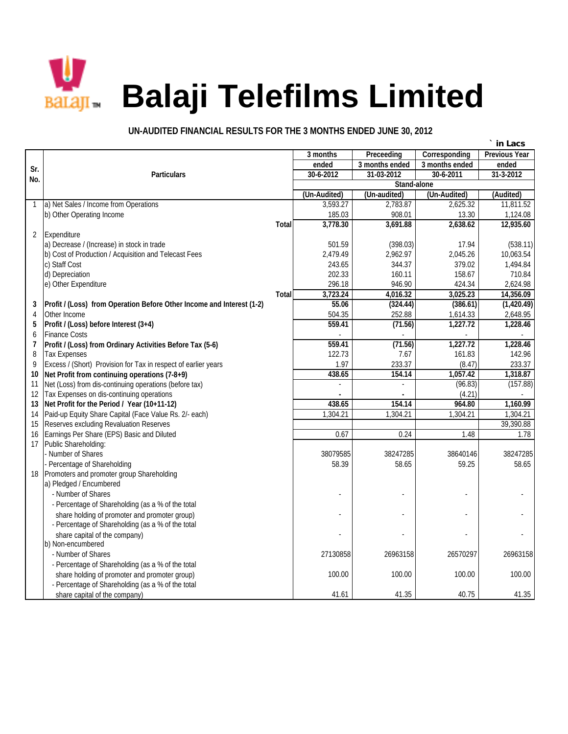# Balaji Telefilms Limited

## UN-AUDITED FINANCIAL RESULTS FOR THE 3 MONTHS ENDED JUNE 30, 2012

` in Lacs

| Sr. No. | Particulars | 3 months ended 30-6-2012 | Preceeding 3 months ended 31-03-2012 | Corresponding 3 months ended 30-6-2011 | Previous Year ended 31-3-2012 |
|---|---|---|---|---|---|
| | | Stand-alone | | | |
| | | (Un-Audited) | (Un-audited) | (Un-Audited) | (Audited) |
| 1 | a) Net Sales / Income from Operations | 3,593.27 | 2,783.87 | 2,625.32 | 11,811.52 |
| | b) Other Operating Income | 185.03 | 908.01 | 13.30 | 1,124.08 |
| | **Total** | **3,778.30** | **3,691.88** | **2,638.62** | **12,935.60** |
| 2 | Expenditure | | | | |
| | a) Decrease / (Increase) in stock in trade | 501.59 | (398.03) | 17.94 | (538.11) |
| | b) Cost of Production / Acquisition and Telecast Fees | 2,479.49 | 2,962.97 | 2,045.26 | 10,063.54 |
| | c) Staff Cost | 243.65 | 344.37 | 379.02 | 1,494.84 |
| | d) Depreciation | 202.33 | 160.11 | 158.67 | 710.84 |
| | e) Other Expenditure | 296.18 | 946.90 | 424.34 | 2,624.98 |
| | **Total** | **3,723.24** | **4,016.32** | **3,025.23** | **14,356.09** |
| **3** | **Profit / (Loss) from Operation Before Other Income and Interest (1-2)** | **55.06** | **(324.44)** | **(386.61)** | **(1,420.49)** |
| 4 | Other Income | 504.35 | 252.88 | 1,614.33 | 2,648.95 |
| **5** | **Profit / (Loss) before Interest (3+4)** | **559.41** | **(71.56)** | **1,227.72** | **1,228.46** |
| 6 | Finance Costs | - | - | - | - |
| **7** | **Profit / (Loss) from Ordinary Activities Before Tax (5-6)** | **559.41** | **(71.56)** | **1,227.72** | **1,228.46** |
| 8 | Tax Expenses | 122.73 | 7.67 | 161.83 | 142.96 |
| 9 | Excess / (Short) Provision for Tax in respect of earlier years | 1.97 | 233.37 | (8.47) | 233.37 |
| **10** | **Net Profit from continuing operations (7-8+9)** | **438.65** | **154.14** | **1,057.42** | **1,318.87** |
| 11 | Net (Loss) from dis-continuing operations (before tax) | - | - | (96.83) | (157.88) |
| 12 | Tax Expenses on dis-continuing operations | - | - | (4.21) | - |
| **13** | **Net Profit for the Period / Year (10+11-12)** | **438.65** | **154.14** | **964.80** | **1,160.99** |
| 14 | Paid-up Equity Share Capital (Face Value Rs. 2/- each) | 1,304.21 | 1,304.21 | 1,304.21 | 1,304.21 |
| 15 | Reserves excluding Revaluation Reserves | | | | 39,390.88 |
| 16 | Earnings Per Share (EPS) Basic and Diluted | 0.67 | 0.24 | 1.48 | 1.78 |
| 17 | Public Shareholding: | | | | |
| | - Number of Shares | 38079585 | 38247285 | 38640146 | 38247285 |
| | - Percentage of Shareholding | 58.39 | 58.65 | 59.25 | 58.65 |
| 18 | Promoters and promoter group Shareholding | | | | |
| | a) Pledged / Encumbered | | | | |
| | - Number of Shares | - | - | - | - |
| | - Percentage of Shareholding (as a % of the total share holding of promoter and promoter group) | - | - | - | - |
| | - Percentage of Shareholding (as a % of the total share capital of the company) | - | - | - | - |
| | b) Non-encumbered | | | | |
| | - Number of Shares | 27130858 | 26963158 | 26570297 | 26963158 |
| | - Percentage of Shareholding (as a % of the total share holding of promoter and promoter group) | 100.00 | 100.00 | 100.00 | 100.00 |
| | - Percentage of Shareholding (as a % of the total share capital of the company) | 41.61 | 41.35 | 40.75 | 41.35 |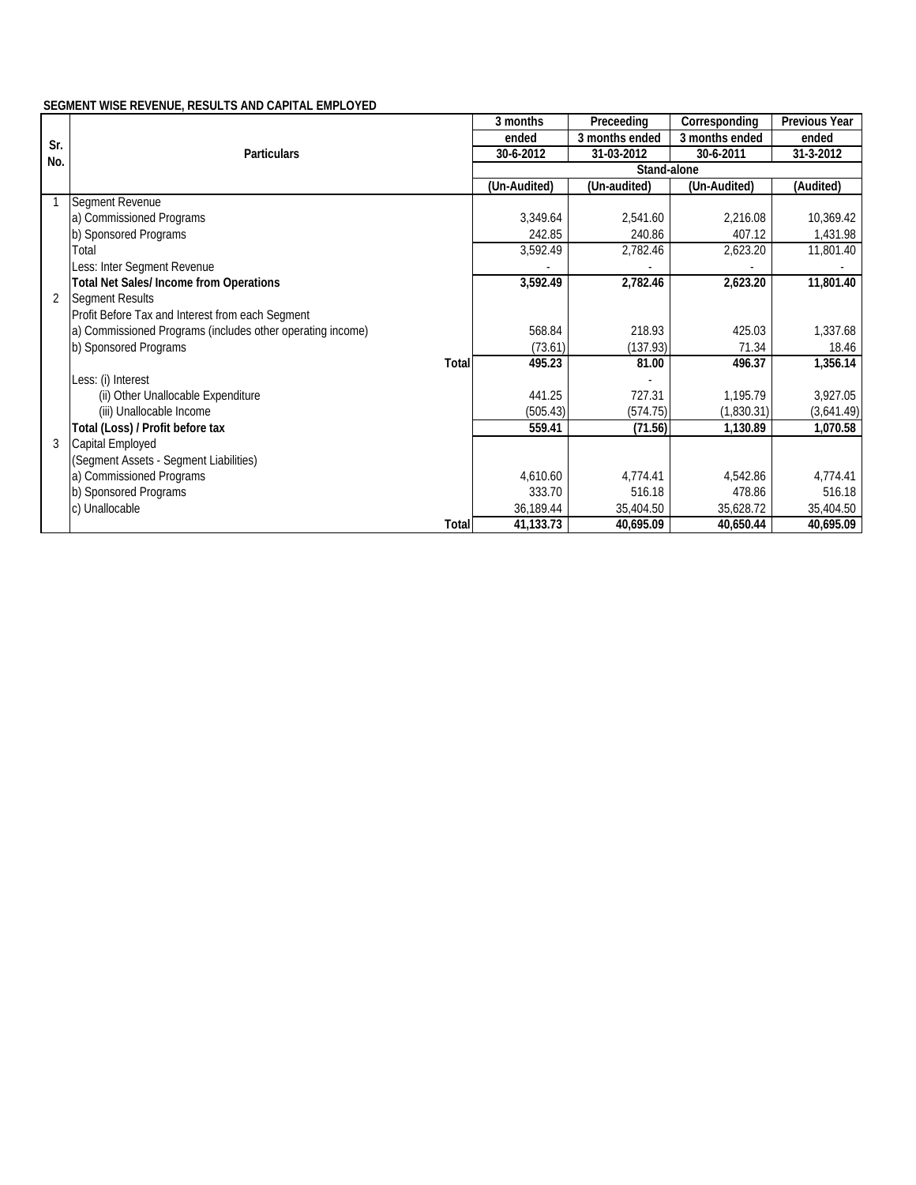**SEGMENT WISE REVENUE, RESULTS AND CAPITAL EMPLOYED**

| Sr. No. | Particulars | 3 months ended 30-6-2012 | Preceeding 3 months ended 31-03-2012 | Corresponding 3 months ended 30-6-2011 | Previous Year ended 31-3-2012 |
|---|---|---|---|---|---|
| | | Stand-alone | | | |
| | | (Un-Audited) | (Un-audited) | (Un-Audited) | (Audited) |
| 1 | Segment Revenue | | | | |
| | a) Commissioned Programs | 3,349.64 | 2,541.60 | 2,216.08 | 10,369.42 |
| | b) Sponsored Programs | 242.85 | 240.86 | 407.12 | 1,431.98 |
| | Total | 3,592.49 | 2,782.46 | 2,623.20 | 11,801.40 |
| | Less: Inter Segment Revenue | - | - | - | - |
| | **Total Net Sales/ Income from Operations** | **3,592.49** | **2,782.46** | **2,623.20** | **11,801.40** |
| 2 | Segment Results | | | | |
| | Profit Before Tax and Interest from each Segment | | | | |
| | a) Commissioned Programs (includes other operating income) | 568.84 | 218.93 | 425.03 | 1,337.68 |
| | b) Sponsored Programs | (73.61) | (137.93) | 71.34 | 18.46 |
| | **Total** | **495.23** | **81.00** | **496.37** | **1,356.14** |
| | Less: (i) Interest | | - | | |
| | (ii) Other Unallocable Expenditure | 441.25 | 727.31 | 1,195.79 | 3,927.05 |
| | (iii) Unallocable Income | (505.43) | (574.75) | (1,830.31) | (3,641.49) |
| | **Total (Loss) / Profit before tax** | **559.41** | **(71.56)** | **1,130.89** | **1,070.58** |
| 3 | Capital Employed | | | | |
| | (Segment Assets - Segment Liabilities) | | | | |
| | a) Commissioned Programs | 4,610.60 | 4,774.41 | 4,542.86 | 4,774.41 |
| | b) Sponsored Programs | 333.70 | 516.18 | 478.86 | 516.18 |
| | c) Unallocable | 36,189.44 | 35,404.50 | 35,628.72 | 35,404.50 |
| | **Total** | **41,133.73** | **40,695.09** | **40,650.44** | **40,695.09** |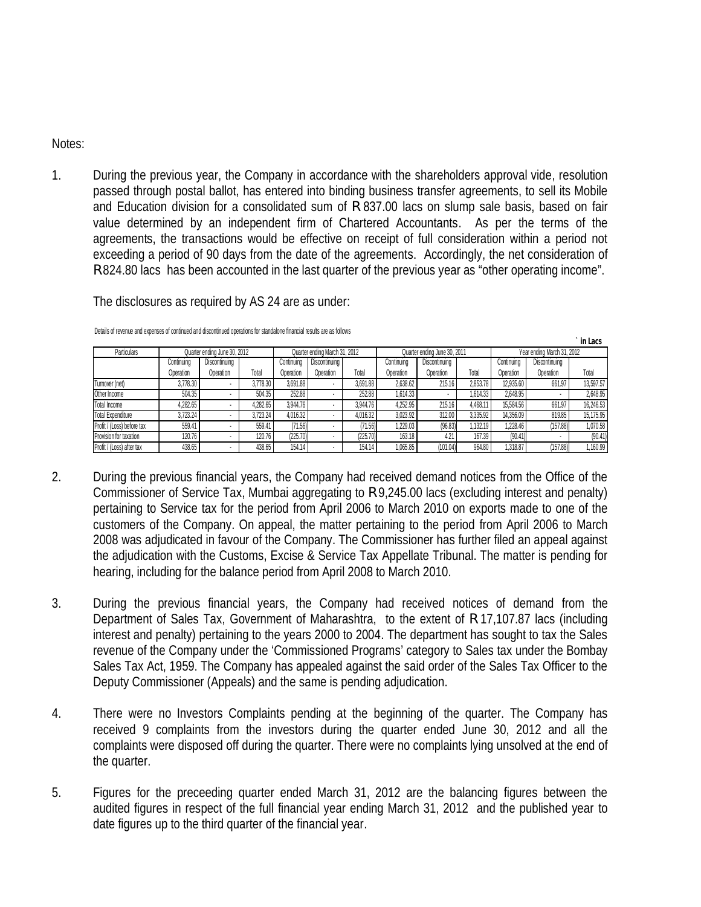Notes:

1. During the previous year, the Company in accordance with the shareholders approval vide, resolution passed through postal ballot, has entered into binding business transfer agreements, to sell its Mobile and Education division for a consolidated sum of R 837.00 lacs on slump sale basis, based on fair value determined by an independent firm of Chartered Accountants. As per the terms of the agreements, the transactions would be effective on receipt of full consideration within a period not exceeding a period of 90 days from the date of the agreements. Accordingly, the net consideration of R824.80 lacs has been accounted in the last quarter of the previous year as "other operating income".

   The disclosures as required by AS 24 are as under:

Details of revenue and expenses of continued and discontinued operations for standalone financial results are as follows

` in Lacs

| Particulars | Quarter ending June 30, 2012 | | | Quarter ending March 31, 2012 | | | Quarter ending June 30, 2011 | | | Year ending March 31, 2012 | | |
|---|---|---|---|---|---|---|---|---|---|---|---|---|
| | Continuing Operation | Discontinuing Operation | Total | Continuing Operation | Discontinuing Operation | Total | Continuing Operation | Discontinuing Operation | Total | Continuing Operation | Discontinuing Operation | Total |
| Turnover (net) | 3,778.30 | - | 3,778.30 | 3,691.88 | - | 3,691.88 | 2,638.62 | 215.16 | 2,853.78 | 12,935.60 | 661.97 | 13,597.57 |
| Other Income | 504.35 | - | 504.35 | 252.88 | - | 252.88 | 1,614.33 | - | 1,614.33 | 2,648.95 | - | 2,648.95 |
| Total Income | 4,282.65 | - | 4,282.65 | 3,944.76 | - | 3,944.76 | 4,252.95 | 215.16 | 4,468.11 | 15,584.56 | 661.97 | 16,246.53 |
| Total Expenditure | 3,723.24 | - | 3,723.24 | 4,016.32 | - | 4,016.32 | 3,023.92 | 312.00 | 3,335.92 | 14,356.09 | 819.85 | 15,175.95 |
| Profit / (Loss) before tax | 559.41 | - | 559.41 | (71.56) | - | (71.56) | 1,229.03 | (96.83) | 1,132.19 | 1,228.46 | (157.88) | 1,070.58 |
| Provision for taxation | 120.76 | - | 120.76 | (225.70) | - | (225.70) | 163.18 | 4.21 | 167.39 | (90.41) | - | (90.41) |
| Profit / (Loss) after tax | 438.65 | - | 438.65 | 154.14 | - | 154.14 | 1,065.85 | (101.04) | 964.80 | 1,318.87 | (157.88) | 1,160.99 |

2. During the previous financial years, the Company had received demand notices from the Office of the Commissioner of Service Tax, Mumbai aggregating to R9,245.00 lacs (excluding interest and penalty) pertaining to Service tax for the period from April 2006 to March 2010 on exports made to one of the customers of the Company. On appeal, the matter pertaining to the period from April 2006 to March 2008 was adjudicated in favour of the Company. The Commissioner has further filed an appeal against the adjudication with the Customs, Excise & Service Tax Appellate Tribunal. The matter is pending for hearing, including for the balance period from April 2008 to March 2010.

3. During the previous financial years, the Company had received notices of demand from the Department of Sales Tax, Government of Maharashtra, to the extent of R 17,107.87 lacs (including interest and penalty) pertaining to the years 2000 to 2004. The department has sought to tax the Sales revenue of the Company under the 'Commissioned Programs' category to Sales tax under the Bombay Sales Tax Act, 1959. The Company has appealed against the said order of the Sales Tax Officer to the Deputy Commissioner (Appeals) and the same is pending adjudication.

4. There were no Investors Complaints pending at the beginning of the quarter. The Company has received 9 complaints from the investors during the quarter ended June 30, 2012 and all the complaints were disposed off during the quarter. There were no complaints lying unsolved at the end of the quarter.

5. Figures for the preceeding quarter ended March 31, 2012 are the balancing figures between the audited figures in respect of the full financial year ending March 31, 2012 and the published year to date figures up to the third quarter of the financial year.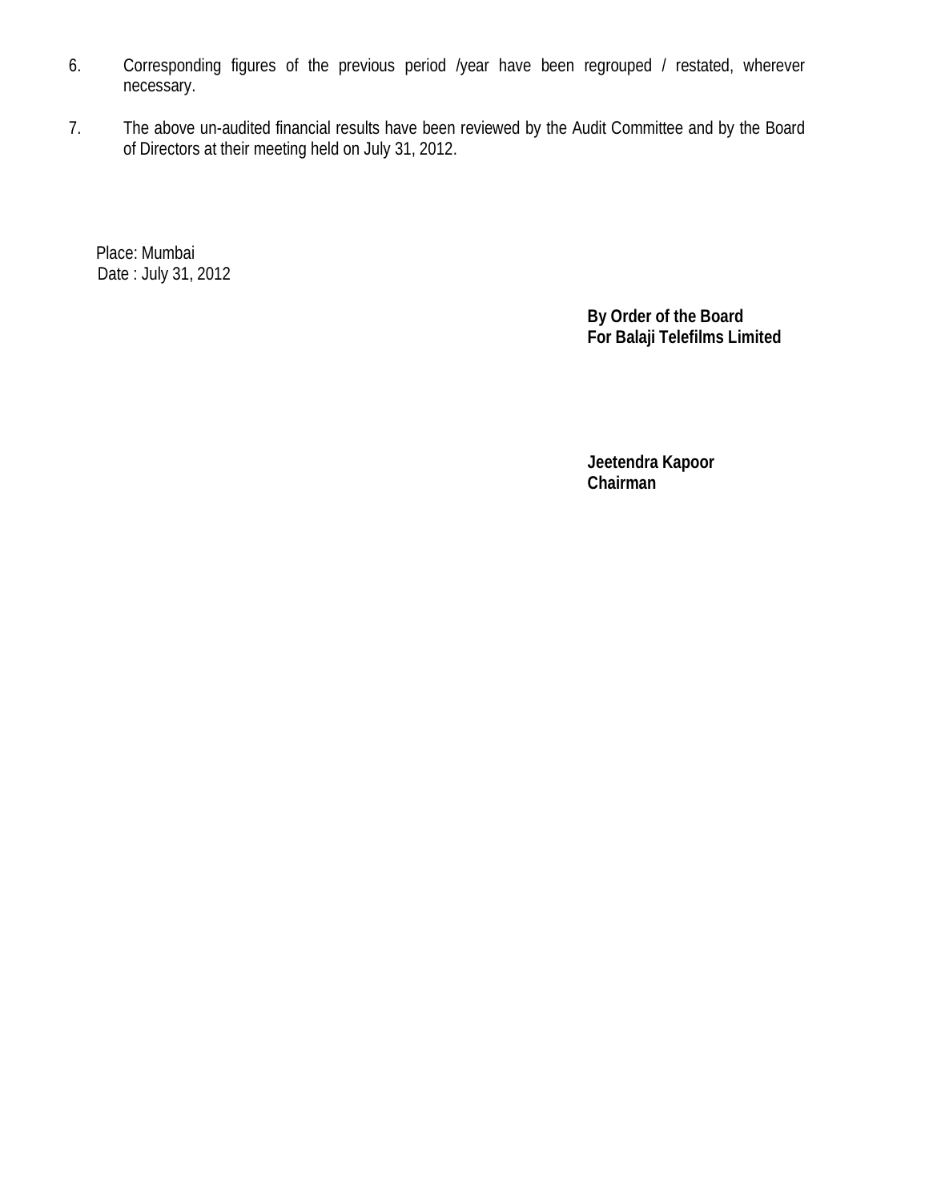6. Corresponding figures of the previous period /year have been regrouped / restated, wherever necessary.

7. The above un-audited financial results have been reviewed by the Audit Committee and by the Board of Directors at their meeting held on July 31, 2012.

Place: Mumbai
Date : July 31, 2012

**By Order of the Board**
**For Balaji Telefilms Limited**

**Jeetendra Kapoor**
**Chairman**